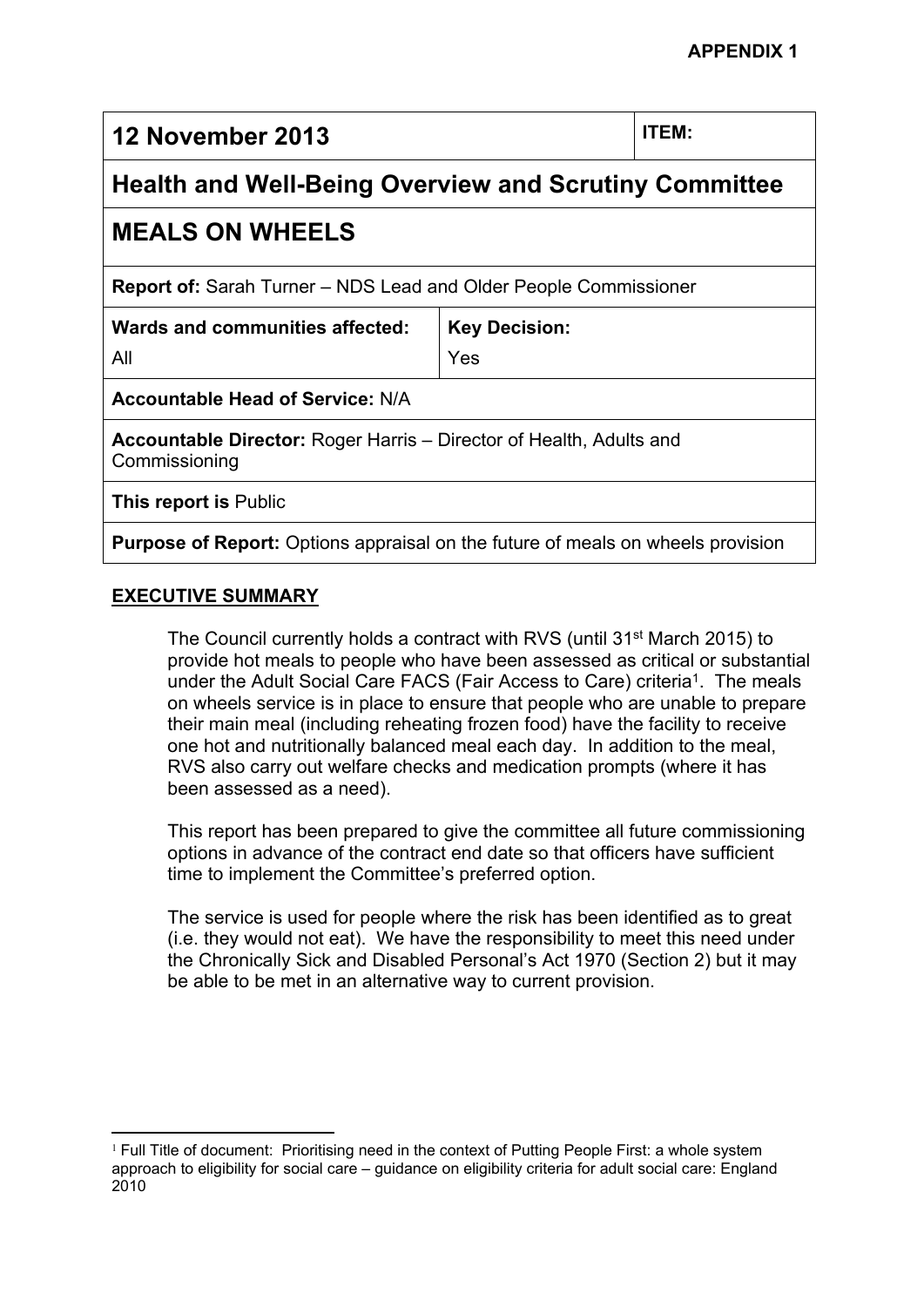**APPENDIX 1**

| 12 November 2013 | | ITEM: |
|---|---|---|
| **Health and Well-Being Overview and Scrutiny Committee** | | |
| **MEALS ON WHEELS** | | |
| **Report of:** Sarah Turner – NDS Lead and Older People Commissioner | | |
| **Wards and communities affected:** All | **Key Decision:** Yes | |
| **Accountable Head of Service:** N/A | | |
| **Accountable Director:** Roger Harris – Director of Health, Adults and Commissioning | | |
| **This report is** Public | | |
| **Purpose of Report:** Options appraisal on the future of meals on wheels provision | | |

## EXECUTIVE SUMMARY

The Council currently holds a contract with RVS (until 31st March 2015) to provide hot meals to people who have been assessed as critical or substantial under the Adult Social Care FACS (Fair Access to Care) criteria[1]. The meals on wheels service is in place to ensure that people who are unable to prepare their main meal (including reheating frozen food) have the facility to receive one hot and nutritionally balanced meal each day. In addition to the meal, RVS also carry out welfare checks and medication prompts (where it has been assessed as a need).

This report has been prepared to give the committee all future commissioning options in advance of the contract end date so that officers have sufficient time to implement the Committee's preferred option.

The service is used for people where the risk has been identified as to great (i.e. they would not eat). We have the responsibility to meet this need under the Chronically Sick and Disabled Personal's Act 1970 (Section 2) but it may be able to be met in an alternative way to current provision.

---

[1] Full Title of document: Prioritising need in the context of Putting People First: a whole system approach to eligibility for social care – guidance on eligibility criteria for adult social care: England 2010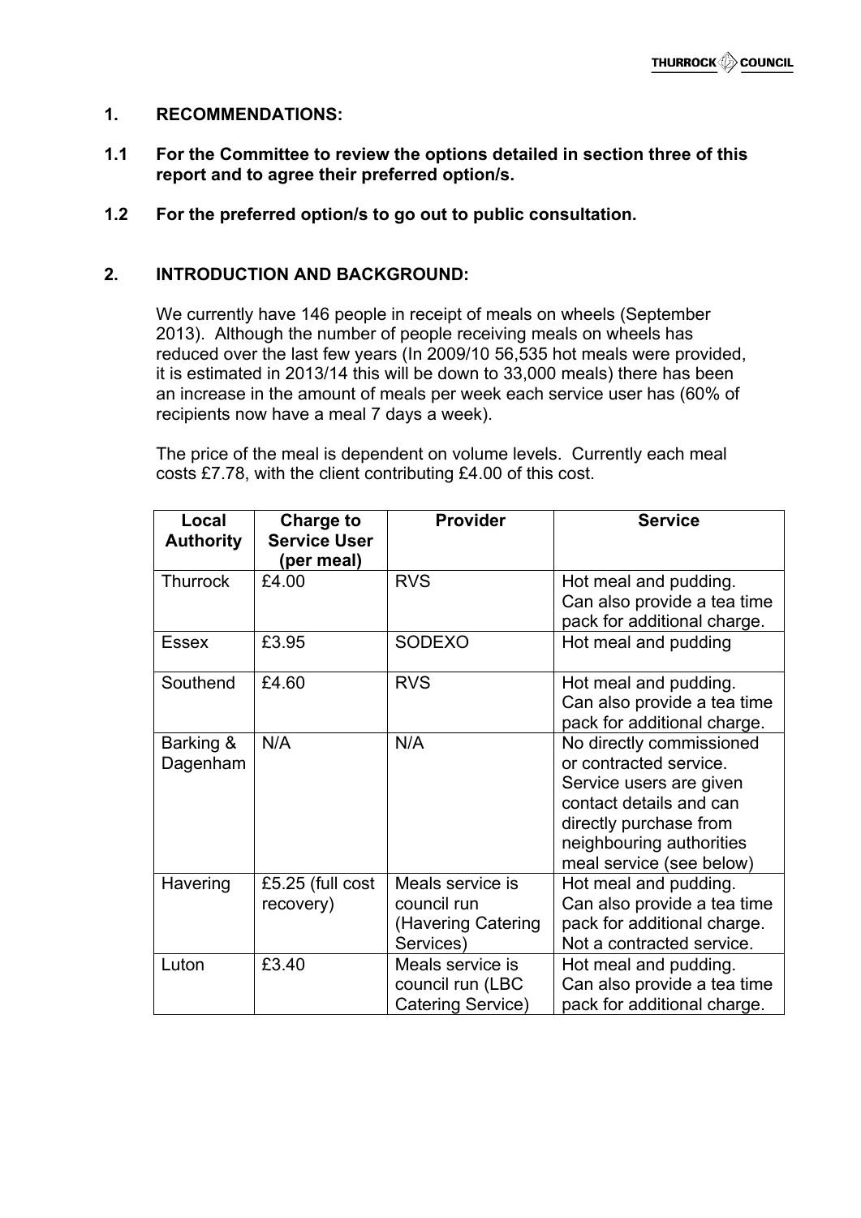## 1. RECOMMENDATIONS:

**1.1 For the Committee to review the options detailed in section three of this report and to agree their preferred option/s.**

**1.2 For the preferred option/s to go out to public consultation.**

## 2. INTRODUCTION AND BACKGROUND:

We currently have 146 people in receipt of meals on wheels (September 2013). Although the number of people receiving meals on wheels has reduced over the last few years (In 2009/10 56,535 hot meals were provided, it is estimated in 2013/14 this will be down to 33,000 meals) there has been an increase in the amount of meals per week each service user has (60% of recipients now have a meal 7 days a week).

The price of the meal is dependent on volume levels. Currently each meal costs £7.78, with the client contributing £4.00 of this cost.

| Local Authority | Charge to Service User (per meal) | Provider | Service |
|---|---|---|---|
| Thurrock | £4.00 | RVS | Hot meal and pudding. Can also provide a tea time pack for additional charge. |
| Essex | £3.95 | SODEXO | Hot meal and pudding |
| Southend | £4.60 | RVS | Hot meal and pudding. Can also provide a tea time pack for additional charge. |
| Barking & Dagenham | N/A | N/A | No directly commissioned or contracted service. Service users are given contact details and can directly purchase from neighbouring authorities meal service (see below) |
| Havering | £5.25 (full cost recovery) | Meals service is council run (Havering Catering Services) | Hot meal and pudding. Can also provide a tea time pack for additional charge. Not a contracted service. |
| Luton | £3.40 | Meals service is council run (LBC Catering Service) | Hot meal and pudding. Can also provide a tea time pack for additional charge. |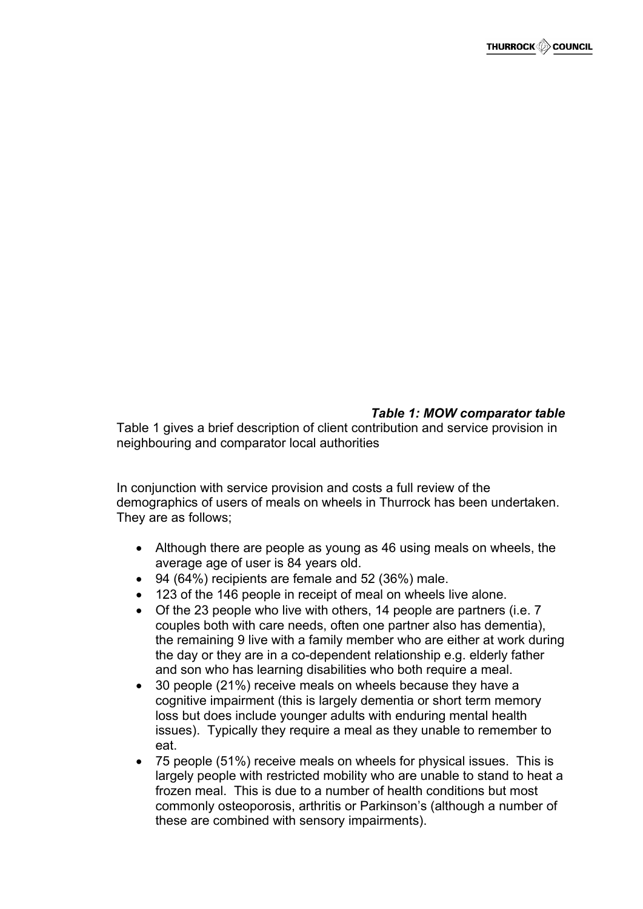***Table 1: MOW comparator table***

Table 1 gives a brief description of client contribution and service provision in neighbouring and comparator local authorities

In conjunction with service provision and costs a full review of the demographics of users of meals on wheels in Thurrock has been undertaken. They are as follows;

- Although there are people as young as 46 using meals on wheels, the average age of user is 84 years old.
- 94 (64%) recipients are female and 52 (36%) male.
- 123 of the 146 people in receipt of meal on wheels live alone.
- Of the 23 people who live with others, 14 people are partners (i.e. 7 couples both with care needs, often one partner also has dementia), the remaining 9 live with a family member who are either at work during the day or they are in a co-dependent relationship e.g. elderly father and son who has learning disabilities who both require a meal.
- 30 people (21%) receive meals on wheels because they have a cognitive impairment (this is largely dementia or short term memory loss but does include younger adults with enduring mental health issues). Typically they require a meal as they unable to remember to eat.
- 75 people (51%) receive meals on wheels for physical issues. This is largely people with restricted mobility who are unable to stand to heat a frozen meal. This is due to a number of health conditions but most commonly osteoporosis, arthritis or Parkinson's (although a number of these are combined with sensory impairments).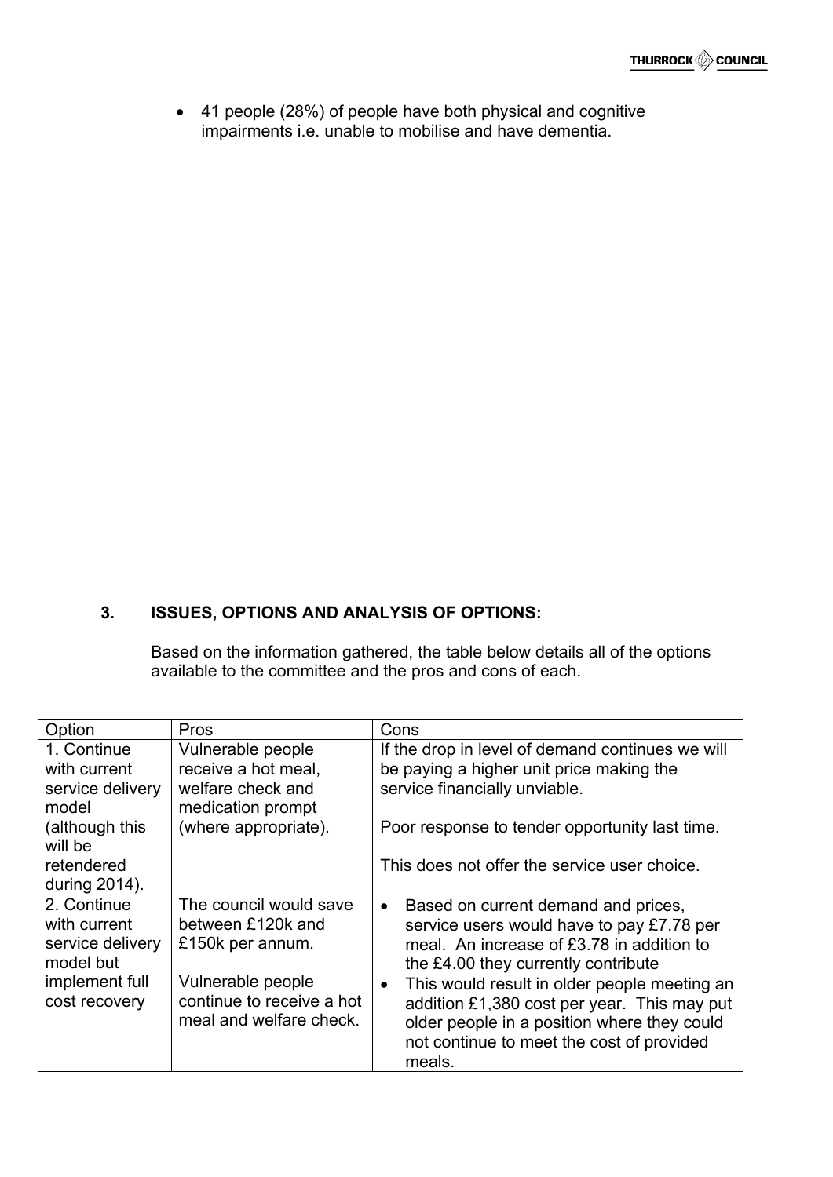- 41 people (28%) of people have both physical and cognitive impairments i.e. unable to mobilise and have dementia.

## 3. ISSUES, OPTIONS AND ANALYSIS OF OPTIONS:

Based on the information gathered, the table below details all of the options available to the committee and the pros and cons of each.

| Option | Pros | Cons |
| --- | --- | --- |
| 1. Continue with current service delivery model (although this will be retendered during 2014). | Vulnerable people receive a hot meal, welfare check and medication prompt (where appropriate). | If the drop in level of demand continues we will be paying a higher unit price making the service financially unviable.<br><br>Poor response to tender opportunity last time.<br><br>This does not offer the service user choice. |
| 2. Continue with current service delivery model but implement full cost recovery | The council would save between £120k and £150k per annum.<br><br>Vulnerable people continue to receive a hot meal and welfare check. | • Based on current demand and prices, service users would have to pay £7.78 per meal. An increase of £3.78 in addition to the £4.00 they currently contribute<br>• This would result in older people meeting an addition £1,380 cost per year. This may put older people in a position where they could not continue to meet the cost of provided meals. |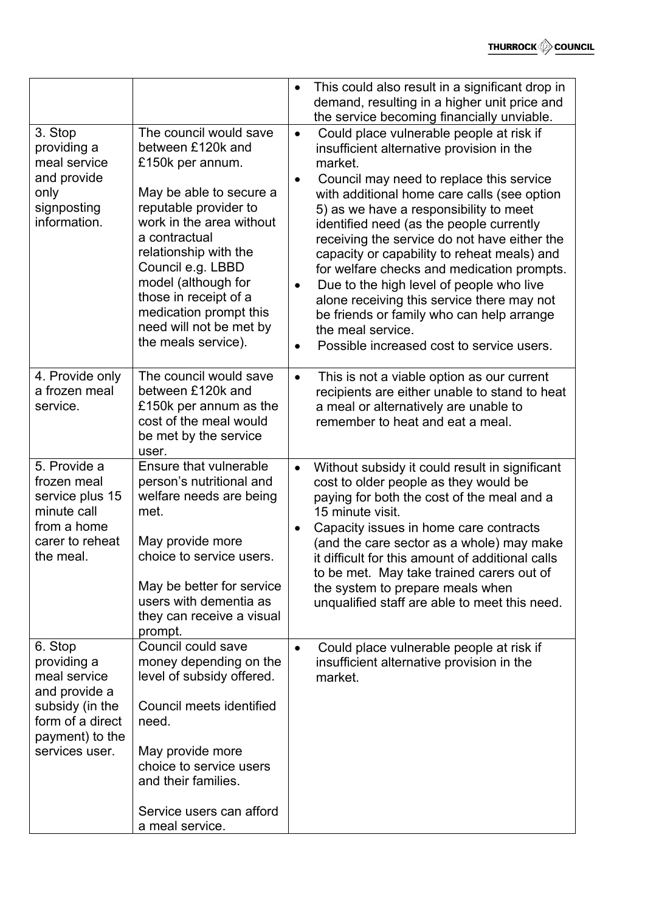| | | |
|---|---|---|
| | | • This could also result in a significant drop in demand, resulting in a higher unit price and the service becoming financially unviable. |
| 3. Stop providing a meal service and provide only signposting information. | The council would save between £120k and £150k per annum.<br><br>May be able to secure a reputable provider to work in the area without a contractual relationship with the Council e.g. LBBD model (although for those in receipt of a medication prompt this need will not be met by the meals service). | • Could place vulnerable people at risk if insufficient alternative provision in the market.<br>• Council may need to replace this service with additional home care calls (see option 5) as we have a responsibility to meet identified need (as the people currently receiving the service do not have either the capacity or capability to reheat meals) and for welfare checks and medication prompts.<br>• Due to the high level of people who live alone receiving this service there may not be friends or family who can help arrange the meal service.<br>• Possible increased cost to service users. |
| 4. Provide only a frozen meal service. | The council would save between £120k and £150k per annum as the cost of the meal would be met by the service user. | • This is not a viable option as our current recipients are either unable to stand to heat a meal or alternatively are unable to remember to heat and eat a meal. |
| 5. Provide a frozen meal service plus 15 minute call from a home carer to reheat the meal. | Ensure that vulnerable person's nutritional and welfare needs are being met.<br><br>May provide more choice to service users.<br><br>May be better for service users with dementia as they can receive a visual prompt. | • Without subsidy it could result in significant cost to older people as they would be paying for both the cost of the meal and a 15 minute visit.<br>• Capacity issues in home care contracts (and the care sector as a whole) may make it difficult for this amount of additional calls to be met. May take trained carers out of the system to prepare meals when unqualified staff are able to meet this need. |
| 6. Stop providing a meal service and provide a subsidy (in the form of a direct payment) to the services user. | Council could save money depending on the level of subsidy offered.<br><br>Council meets identified need.<br><br>May provide more choice to service users and their families.<br><br>Service users can afford a meal service. | • Could place vulnerable people at risk if insufficient alternative provision in the market. |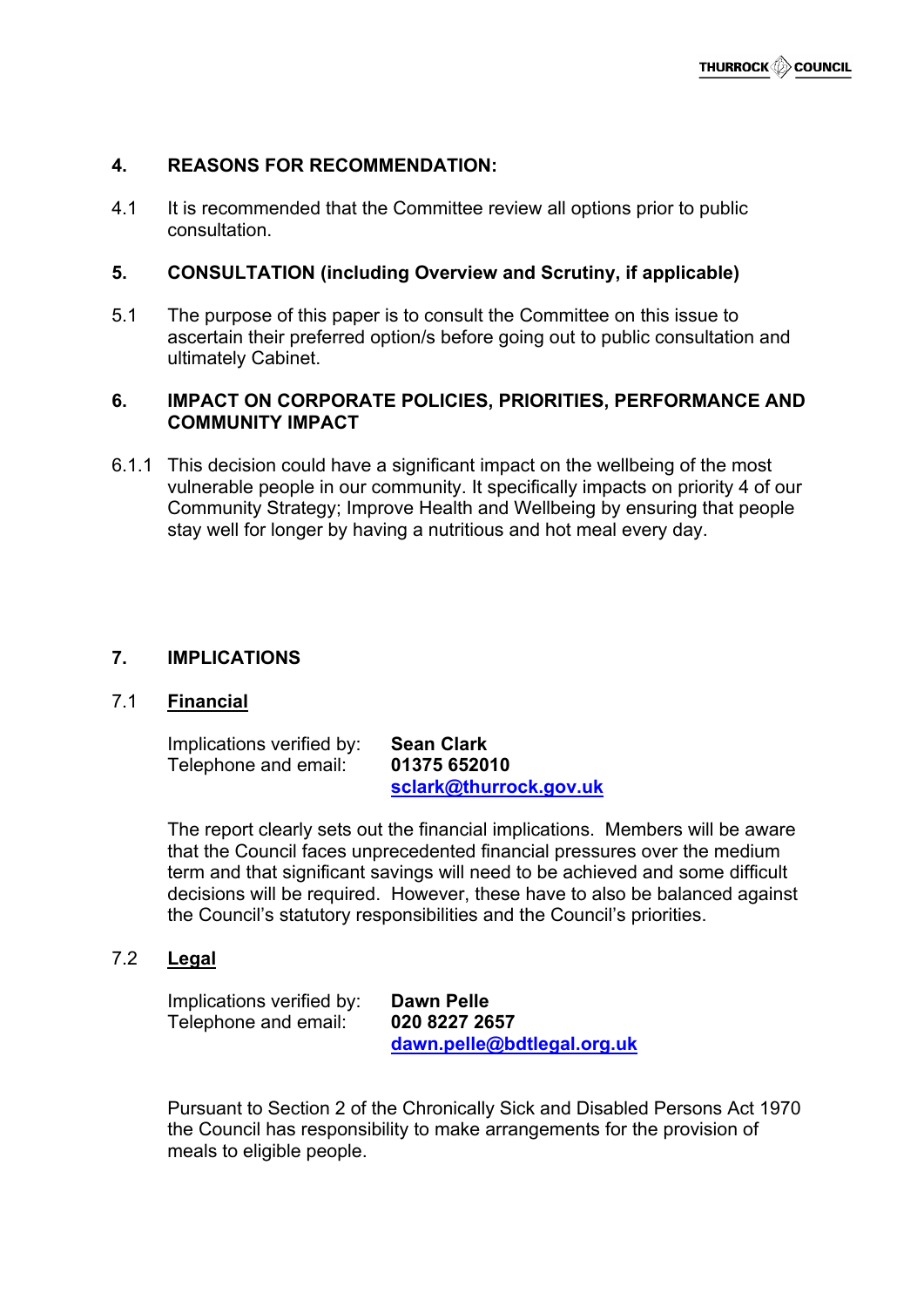## 4. REASONS FOR RECOMMENDATION:

4.1 It is recommended that the Committee review all options prior to public consultation.

## 5. CONSULTATION (including Overview and Scrutiny, if applicable)

5.1 The purpose of this paper is to consult the Committee on this issue to ascertain their preferred option/s before going out to public consultation and ultimately Cabinet.

## 6. IMPACT ON CORPORATE POLICIES, PRIORITIES, PERFORMANCE AND COMMUNITY IMPACT

6.1.1 This decision could have a significant impact on the wellbeing of the most vulnerable people in our community. It specifically impacts on priority 4 of our Community Strategy; Improve Health and Wellbeing by ensuring that people stay well for longer by having a nutritious and hot meal every day.

## 7. IMPLICATIONS

### 7.1 Financial

Implications verified by: **Sean Clark**
Telephone and email: **01375 652010**
**sclark@thurrock.gov.uk**

The report clearly sets out the financial implications. Members will be aware that the Council faces unprecedented financial pressures over the medium term and that significant savings will need to be achieved and some difficult decisions will be required. However, these have to also be balanced against the Council's statutory responsibilities and the Council's priorities.

### 7.2 Legal

Implications verified by: **Dawn Pelle**
Telephone and email: **020 8227 2657**
**dawn.pelle@bdtlegal.org.uk**

Pursuant to Section 2 of the Chronically Sick and Disabled Persons Act 1970 the Council has responsibility to make arrangements for the provision of meals to eligible people.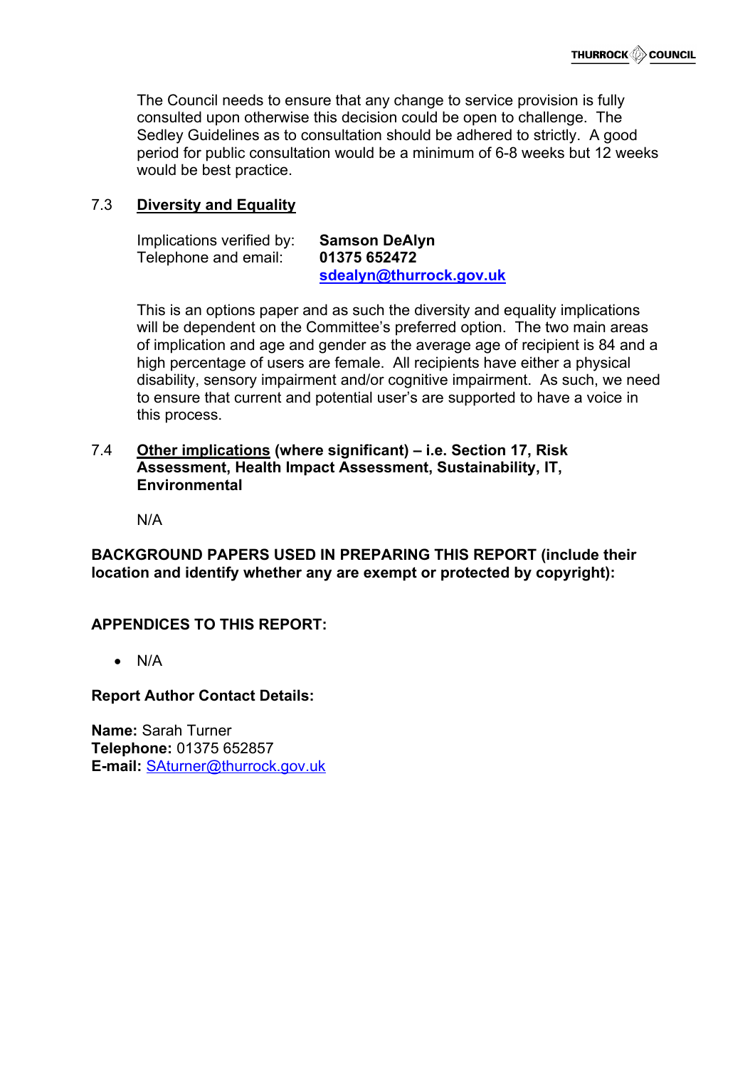The Council needs to ensure that any change to service provision is fully consulted upon otherwise this decision could be open to challenge. The Sedley Guidelines as to consultation should be adhered to strictly. A good period for public consultation would be a minimum of 6-8 weeks but 12 weeks would be best practice.

### 7.3 Diversity and Equality

Implications verified by: **Samson DeAlyn**
Telephone and email: **01375 652472**
**sdealyn@thurrock.gov.uk**

This is an options paper and as such the diversity and equality implications will be dependent on the Committee's preferred option. The two main areas of implication and age and gender as the average age of recipient is 84 and a high percentage of users are female. All recipients have either a physical disability, sensory impairment and/or cognitive impairment. As such, we need to ensure that current and potential user's are supported to have a voice in this process.

### 7.4 Other implications (where significant) – i.e. Section 17, Risk Assessment, Health Impact Assessment, Sustainability, IT, Environmental

N/A

**BACKGROUND PAPERS USED IN PREPARING THIS REPORT (include their location and identify whether any are exempt or protected by copyright):**

**APPENDICES TO THIS REPORT:**

- N/A

**Report Author Contact Details:**

**Name:** Sarah Turner
**Telephone:** 01375 652857
**E-mail:** SAturner@thurrock.gov.uk